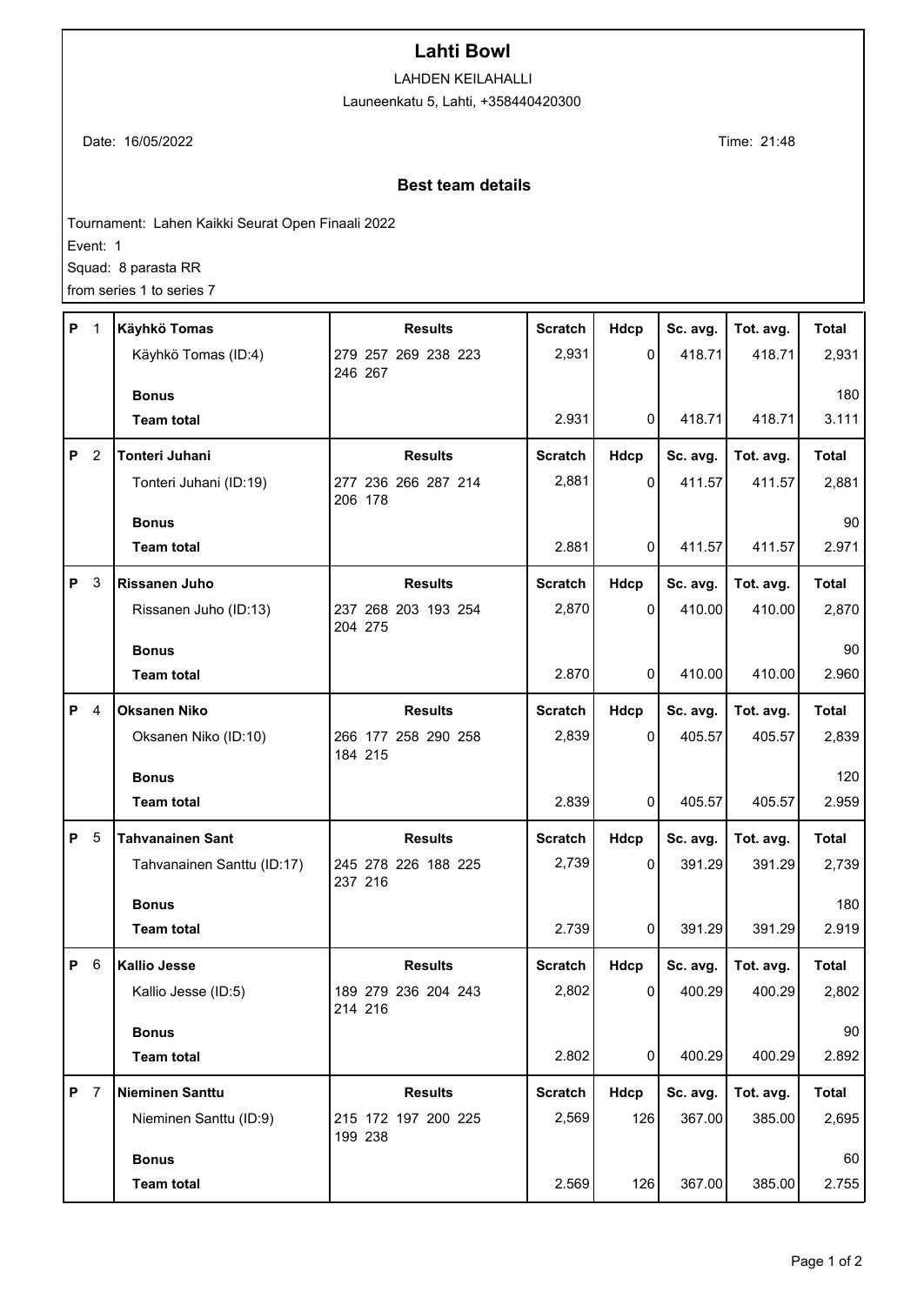# Lahti Bowl

LAHDEN KEILAHALLI

Launeenkatu 5, Lahti, +358440420300

Date: 16/05/2022

Time: 21:48

## Best team details

Tournament: Lahen Kaikki Seurat Open Finaali 2022

Event: 1

Squad: 8 parasta RR

from series 1 to series 7

| P | | | Results | Scratch | Hdcp | Sc. avg. | Tot. avg. | Total |
|---|---|---|---|---|---|---|---|---|
| P | 1 | **Käyhkö Tomas** | **Results** | **Scratch** | **Hdcp** | **Sc. avg.** | **Tot. avg.** | **Total** |
| | | Käyhkö Tomas (ID:4) | 279 257 269 238 223 246 267 | 2,931 | 0 | 418.71 | 418.71 | 2,931 |
| | | **Bonus** | | | | | | 180 |
| | | **Team total** | | 2.931 | 0 | 418.71 | 418.71 | 3.111 |
| P | 2 | **Tonteri Juhani** | **Results** | **Scratch** | **Hdcp** | **Sc. avg.** | **Tot. avg.** | **Total** |
| | | Tonteri Juhani (ID:19) | 277 236 266 287 214 206 178 | 2,881 | 0 | 411.57 | 411.57 | 2,881 |
| | | **Bonus** | | | | | | 90 |
| | | **Team total** | | 2.881 | 0 | 411.57 | 411.57 | 2.971 |
| P | 3 | **Rissanen Juho** | **Results** | **Scratch** | **Hdcp** | **Sc. avg.** | **Tot. avg.** | **Total** |
| | | Rissanen Juho (ID:13) | 237 268 203 193 254 204 275 | 2,870 | 0 | 410.00 | 410.00 | 2,870 |
| | | **Bonus** | | | | | | 90 |
| | | **Team total** | | 2.870 | 0 | 410.00 | 410.00 | 2.960 |
| P | 4 | **Oksanen Niko** | **Results** | **Scratch** | **Hdcp** | **Sc. avg.** | **Tot. avg.** | **Total** |
| | | Oksanen Niko (ID:10) | 266 177 258 290 258 184 215 | 2,839 | 0 | 405.57 | 405.57 | 2,839 |
| | | **Bonus** | | | | | | 120 |
| | | **Team total** | | 2.839 | 0 | 405.57 | 405.57 | 2.959 |
| P | 5 | **Tahvanainen Sant** | **Results** | **Scratch** | **Hdcp** | **Sc. avg.** | **Tot. avg.** | **Total** |
| | | Tahvanainen Santtu (ID:17) | 245 278 226 188 225 237 216 | 2,739 | 0 | 391.29 | 391.29 | 2,739 |
| | | **Bonus** | | | | | | 180 |
| | | **Team total** | | 2.739 | 0 | 391.29 | 391.29 | 2.919 |
| P | 6 | **Kallio Jesse** | **Results** | **Scratch** | **Hdcp** | **Sc. avg.** | **Tot. avg.** | **Total** |
| | | Kallio Jesse (ID:5) | 189 279 236 204 243 214 216 | 2,802 | 0 | 400.29 | 400.29 | 2,802 |
| | | **Bonus** | | | | | | 90 |
| | | **Team total** | | 2.802 | 0 | 400.29 | 400.29 | 2.892 |
| P | 7 | **Nieminen Santtu** | **Results** | **Scratch** | **Hdcp** | **Sc. avg.** | **Tot. avg.** | **Total** |
| | | Nieminen Santtu (ID:9) | 215 172 197 200 225 199 238 | 2,569 | 126 | 367.00 | 385.00 | 2,695 |
| | | **Bonus** | | | | | | 60 |
| | | **Team total** | | 2.569 | 126 | 367.00 | 385.00 | 2.755 |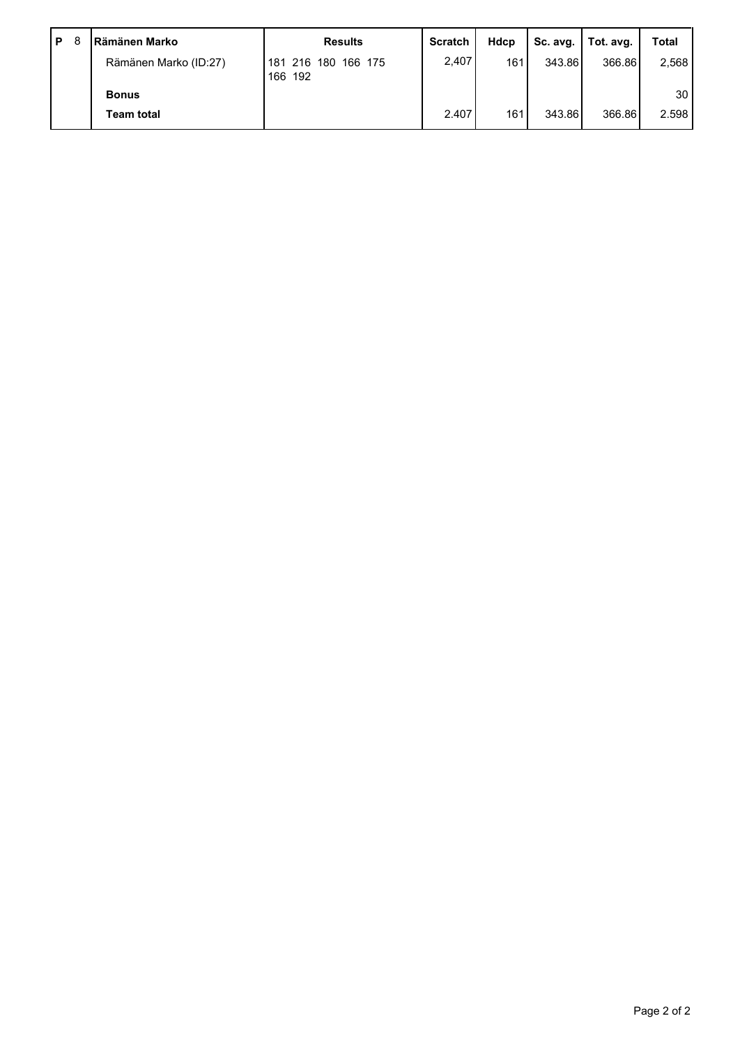| P | 8 | Rämänen Marko | Results | Scratch | Hdcp | Sc. avg. | Tot. avg. | Total |
|---|---|---|---|---|---|---|---|---|
| | | Rämänen Marko (ID:27) | 181 216 180 166 175 166 192 | 2,407 | 161 | 343.86 | 366.86 | 2,568 |
| | | **Bonus** | | | | | | 30 |
| | | **Team total** | | 2.407 | 161 | 343.86 | 366.86 | 2.598 |